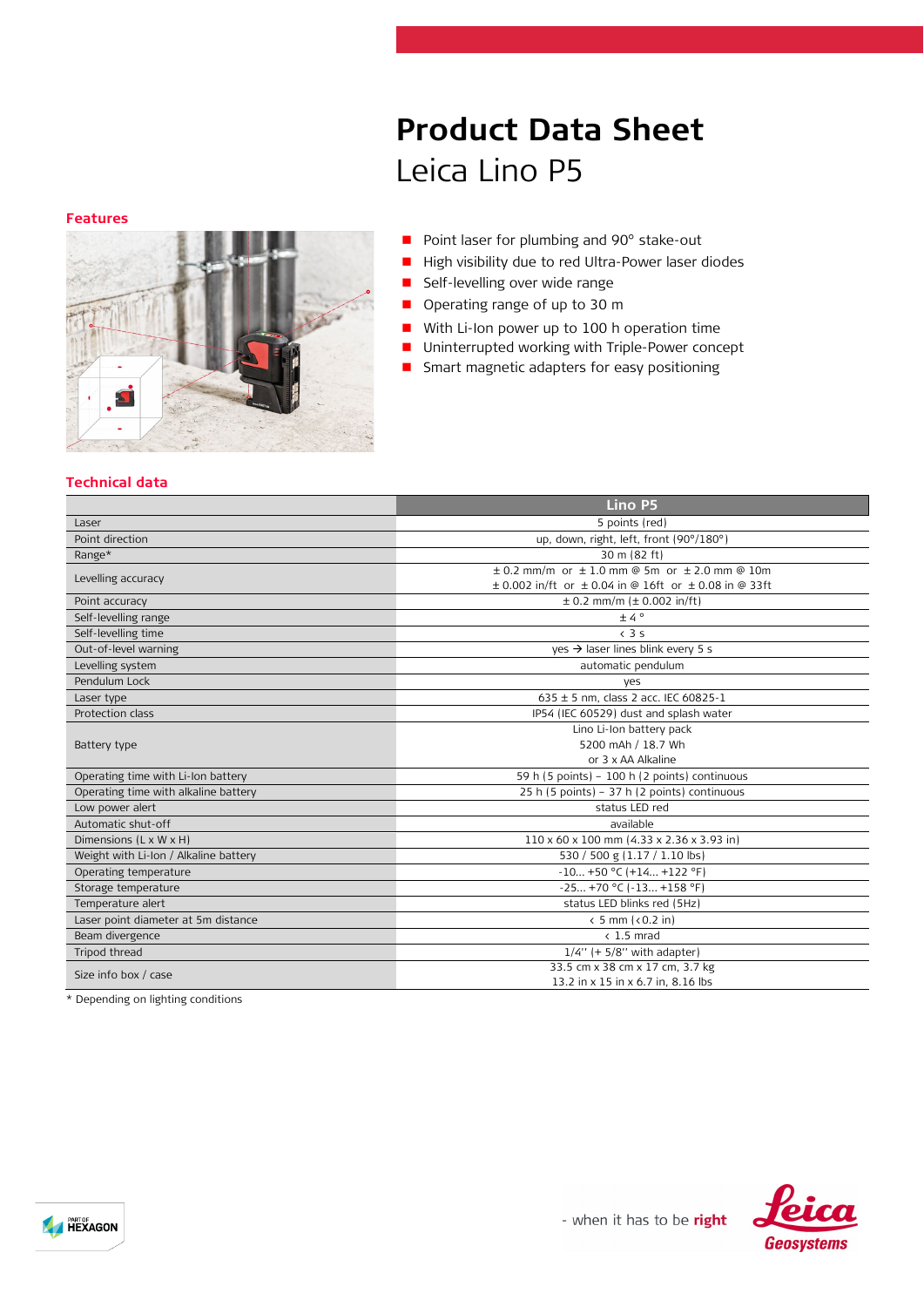# Product Data Sheet

Leica Lino P5

## Features

- Point laser for plumbing and 90° stake-out
- High visibility due to red Ultra-Power laser diodes
- Self-levelling over wide range
- Operating range of up to 30 m
- With Li-Ion power up to 100 h operation time
- Uninterrupted working with Triple-Power concept
- Smart magnetic adapters for easy positioning

## Technical data

| | Lino P5 |
|---|---|
| Laser | 5 points (red) |
| Point direction | up, down, right, left, front (90°/180°) |
| Range* | 30 m (82 ft) |
| Levelling accuracy | ± 0.2 mm/m or ± 1.0 mm @ 5m or ± 2.0 mm @ 10m<br>± 0.002 in/ft or ± 0.04 in @ 16ft or ± 0.08 in @ 33ft |
| Point accuracy | ± 0.2 mm/m (± 0.002 in/ft) |
| Self-levelling range | ± 4 ° |
| Self-levelling time | < 3 s |
| Out-of-level warning | yes → laser lines blink every 5 s |
| Levelling system | automatic pendulum |
| Pendulum Lock | yes |
| Laser type | 635 ± 5 nm, class 2 acc. IEC 60825-1 |
| Protection class | IP54 (IEC 60529) dust and splash water |
| Battery type | Lino Li-Ion battery pack<br>5200 mAh / 18.7 Wh<br>or 3 x AA Alkaline |
| Operating time with Li-Ion battery | 59 h (5 points) – 100 h (2 points) continuous |
| Operating time with alkaline battery | 25 h (5 points) – 37 h (2 points) continuous |
| Low power alert | status LED red |
| Automatic shut-off | available |
| Dimensions (L x W x H) | 110 x 60 x 100 mm (4.33 x 2.36 x 3.93 in) |
| Weight with Li-Ion / Alkaline battery | 530 / 500 g (1.17 / 1.10 lbs) |
| Operating temperature | -10... +50 °C (+14... +122 °F) |
| Storage temperature | -25... +70 °C (-13... +158 °F) |
| Temperature alert | status LED blinks red (5Hz) |
| Laser point diameter at 5m distance | < 5 mm (< 0.2 in) |
| Beam divergence | < 1.5 mrad |
| Tripod thread | 1/4'' (+ 5/8'' with adapter) |
| Size info box / case | 33.5 cm x 38 cm x 17 cm, 3.7 kg<br>13.2 in x 15 in x 6.7 in, 8.16 lbs |

\* Depending on lighting conditions

- when it has to be **right**

Leica Geosystems

Part of HEXAGON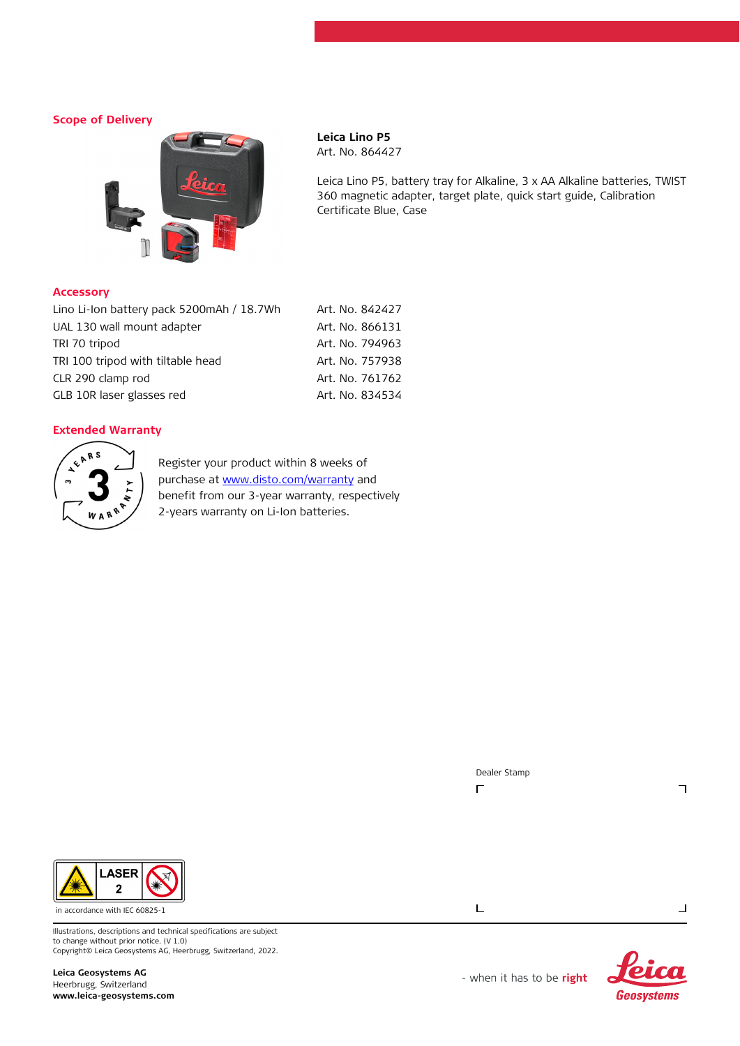## Scope of Delivery

**Leica Lino P5**
Art. No. 864427

Leica Lino P5, battery tray for Alkaline, 3 x AA Alkaline batteries, TWIST 360 magnetic adapter, target plate, quick start guide, Calibration Certificate Blue, Case

## Accessory

| | |
|---|---|
| Lino Li-Ion battery pack 5200mAh / 18.7Wh | Art. No. 842427 |
| UAL 130 wall mount adapter | Art. No. 866131 |
| TRI 70 tripod | Art. No. 794963 |
| TRI 100 tripod with tiltable head | Art. No. 757938 |
| CLR 290 clamp rod | Art. No. 761762 |
| GLB 10R laser glasses red | Art. No. 834534 |

## Extended Warranty

3 YEARS WARRANTY

Register your product within 8 weeks of purchase at www.disto.com/warranty and benefit from our 3-year warranty, respectively 2-years warranty on Li-Ion batteries.

Dealer Stamp

LASER 2

in accordance with IEC 60825-1

Illustrations, descriptions and technical specifications are subject to change without prior notice. (V 1.0)
Copyright© Leica Geosystems AG, Heerbrugg, Switzerland, 2022.

**Leica Geosystems AG**
Heerbrugg, Switzerland
**www.leica-geosystems.com**

- when it has to be **right**

Leica Geosystems